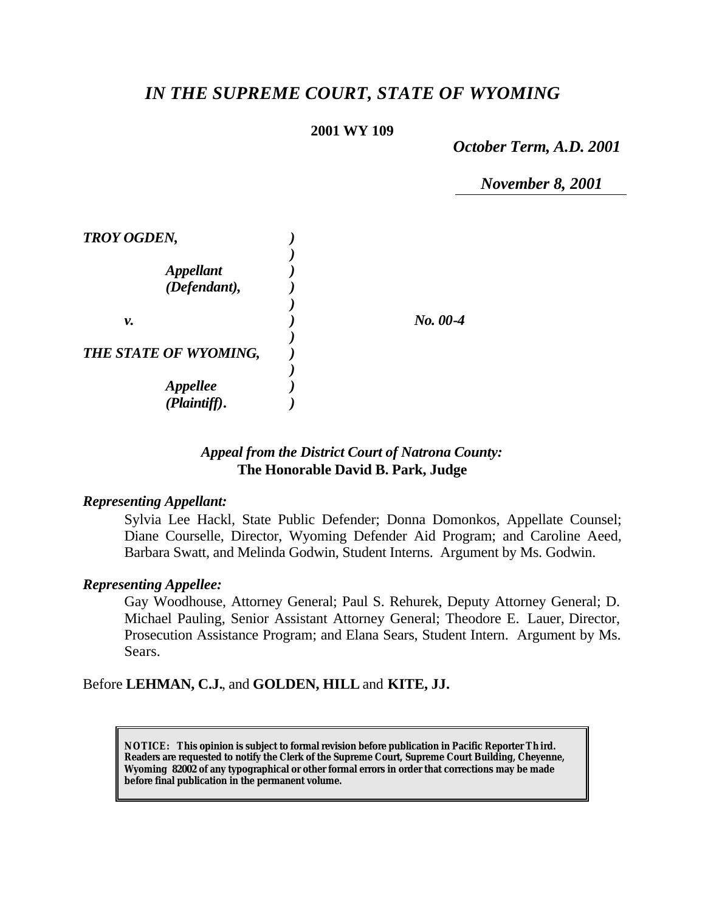# *IN THE SUPREME COURT, STATE OF WYOMING*

**2001 WY 109**

*October Term, A.D. 2001*

*November 8, 2001*

| | | |
|---|---|---|
| ***TROY OGDEN,*** | ***)*** | |
| | ***)*** | |
| ***Appellant*** | ***)*** | |
| ***(Defendant),*** | ***)*** | |
| | ***)*** | |
| ***v.*** | ***)*** | ***No. 00-4*** |
| | ***)*** | |
| ***THE STATE OF WYOMING,*** | ***)*** | |
| | ***)*** | |
| ***Appellee*** | ***)*** | |
| ***(Plaintiff).*** | ***)*** | |

***Appeal from the District Court of Natrona County:***
**The Honorable David B. Park, Judge**

***Representing Appellant:***

Sylvia Lee Hackl, State Public Defender; Donna Domonkos, Appellate Counsel; Diane Courselle, Director, Wyoming Defender Aid Program; and Caroline Aeed, Barbara Swatt, and Melinda Godwin, Student Interns. Argument by Ms. Godwin.

***Representing Appellee:***

Gay Woodhouse, Attorney General; Paul S. Rehurek, Deputy Attorney General; D. Michael Pauling, Senior Assistant Attorney General; Theodore E. Lauer, Director, Prosecution Assistance Program; and Elana Sears, Student Intern. Argument by Ms. Sears.

Before **LEHMAN, C.J.**, and **GOLDEN, HILL** and **KITE, JJ.**

**NOTICE: This opinion is subject to formal revision before publication in Pacific Reporter Third. Readers are requested to notify the Clerk of the Supreme Court, Supreme Court Building, Cheyenne, Wyoming 82002 of any typographical or other formal errors in order that corrections may be made before final publication in the permanent volume.**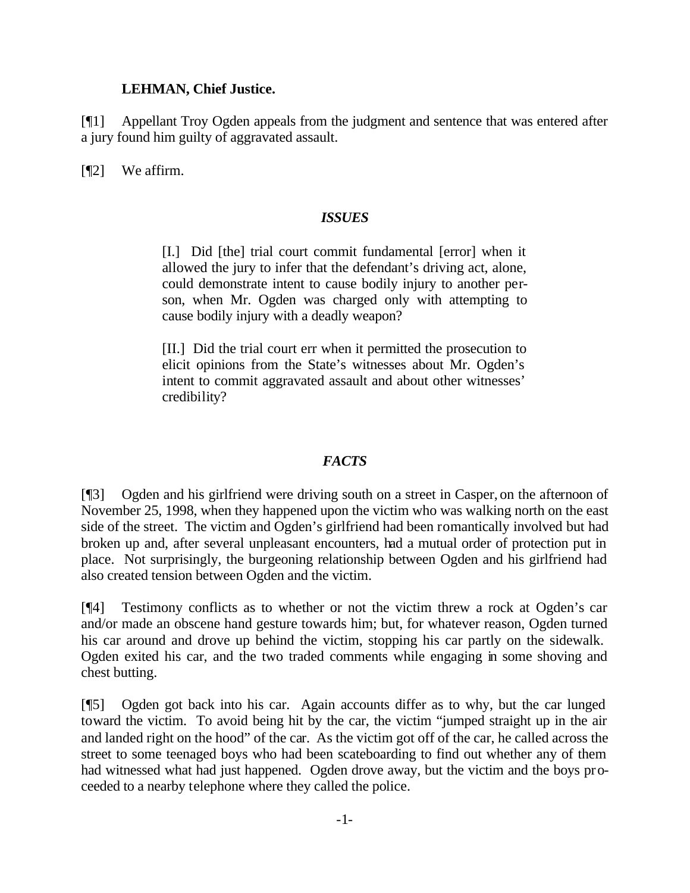**LEHMAN, Chief Justice.**

[¶1] Appellant Troy Ogden appeals from the judgment and sentence that was entered after a jury found him guilty of aggravated assault.

[¶2] We affirm.

## *ISSUES*

> [I.] Did [the] trial court commit fundamental [error] when it allowed the jury to infer that the defendant's driving act, alone, could demonstrate intent to cause bodily injury to another person, when Mr. Ogden was charged only with attempting to cause bodily injury with a deadly weapon?
>
> [II.] Did the trial court err when it permitted the prosecution to elicit opinions from the State's witnesses about Mr. Ogden's intent to commit aggravated assault and about other witnesses' credibility?

## *FACTS*

[¶3] Ogden and his girlfriend were driving south on a street in Casper, on the afternoon of November 25, 1998, when they happened upon the victim who was walking north on the east side of the street. The victim and Ogden's girlfriend had been romantically involved but had broken up and, after several unpleasant encounters, had a mutual order of protection put in place. Not surprisingly, the burgeoning relationship between Ogden and his girlfriend had also created tension between Ogden and the victim.

[¶4] Testimony conflicts as to whether or not the victim threw a rock at Ogden's car and/or made an obscene hand gesture towards him; but, for whatever reason, Ogden turned his car around and drove up behind the victim, stopping his car partly on the sidewalk. Ogden exited his car, and the two traded comments while engaging in some shoving and chest butting.

[¶5] Ogden got back into his car. Again accounts differ as to why, but the car lunged toward the victim. To avoid being hit by the car, the victim "jumped straight up in the air and landed right on the hood" of the car. As the victim got off of the car, he called across the street to some teenaged boys who had been scateboarding to find out whether any of them had witnessed what had just happened. Ogden drove away, but the victim and the boys proceeded to a nearby telephone where they called the police.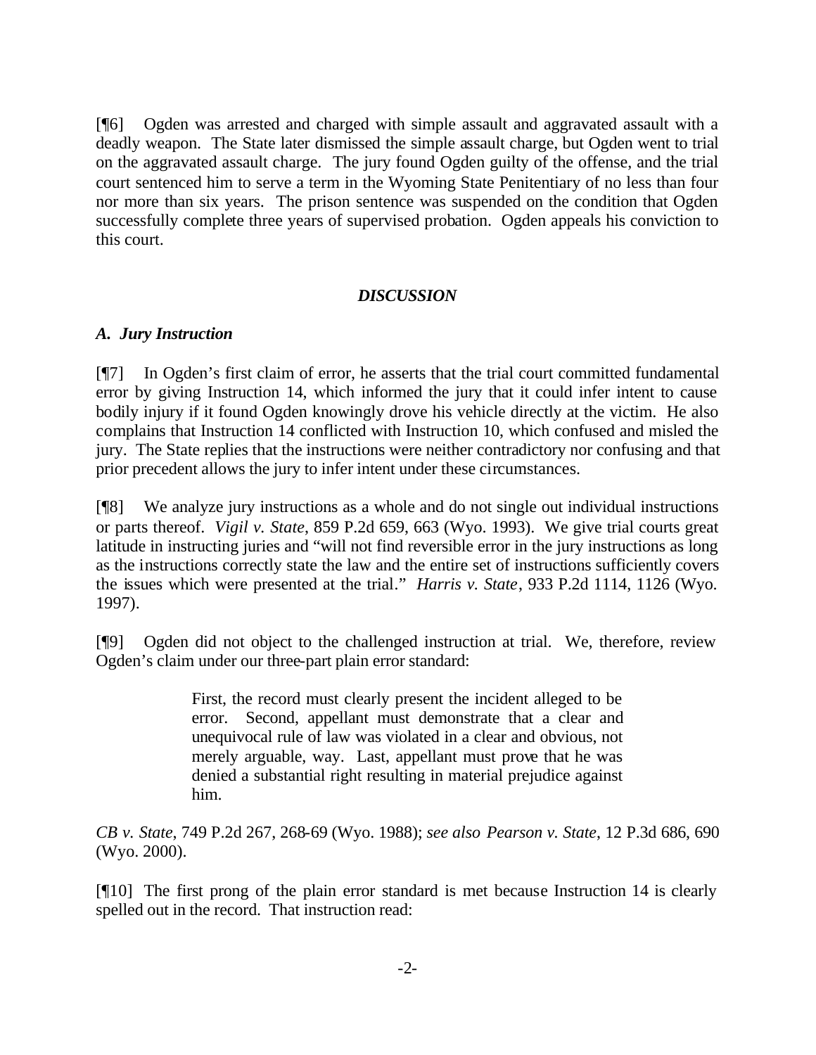[¶6] Ogden was arrested and charged with simple assault and aggravated assault with a deadly weapon. The State later dismissed the simple assault charge, but Ogden went to trial on the aggravated assault charge. The jury found Ogden guilty of the offense, and the trial court sentenced him to serve a term in the Wyoming State Penitentiary of no less than four nor more than six years. The prison sentence was suspended on the condition that Ogden successfully complete three years of supervised probation. Ogden appeals his conviction to this court.

## *DISCUSSION*

### *A. Jury Instruction*

[¶7] In Ogden's first claim of error, he asserts that the trial court committed fundamental error by giving Instruction 14, which informed the jury that it could infer intent to cause bodily injury if it found Ogden knowingly drove his vehicle directly at the victim. He also complains that Instruction 14 conflicted with Instruction 10, which confused and misled the jury. The State replies that the instructions were neither contradictory nor confusing and that prior precedent allows the jury to infer intent under these circumstances.

[¶8] We analyze jury instructions as a whole and do not single out individual instructions or parts thereof. *Vigil v. State*, 859 P.2d 659, 663 (Wyo. 1993). We give trial courts great latitude in instructing juries and "will not find reversible error in the jury instructions as long as the instructions correctly state the law and the entire set of instructions sufficiently covers the issues which were presented at the trial." *Harris v. State*, 933 P.2d 1114, 1126 (Wyo. 1997).

[¶9] Ogden did not object to the challenged instruction at trial. We, therefore, review Ogden's claim under our three-part plain error standard:

> First, the record must clearly present the incident alleged to be error. Second, appellant must demonstrate that a clear and unequivocal rule of law was violated in a clear and obvious, not merely arguable, way. Last, appellant must prove that he was denied a substantial right resulting in material prejudice against him.

*CB v. State*, 749 P.2d 267, 268-69 (Wyo. 1988); *see also Pearson v. State*, 12 P.3d 686, 690 (Wyo. 2000).

[¶10] The first prong of the plain error standard is met because Instruction 14 is clearly spelled out in the record. That instruction read: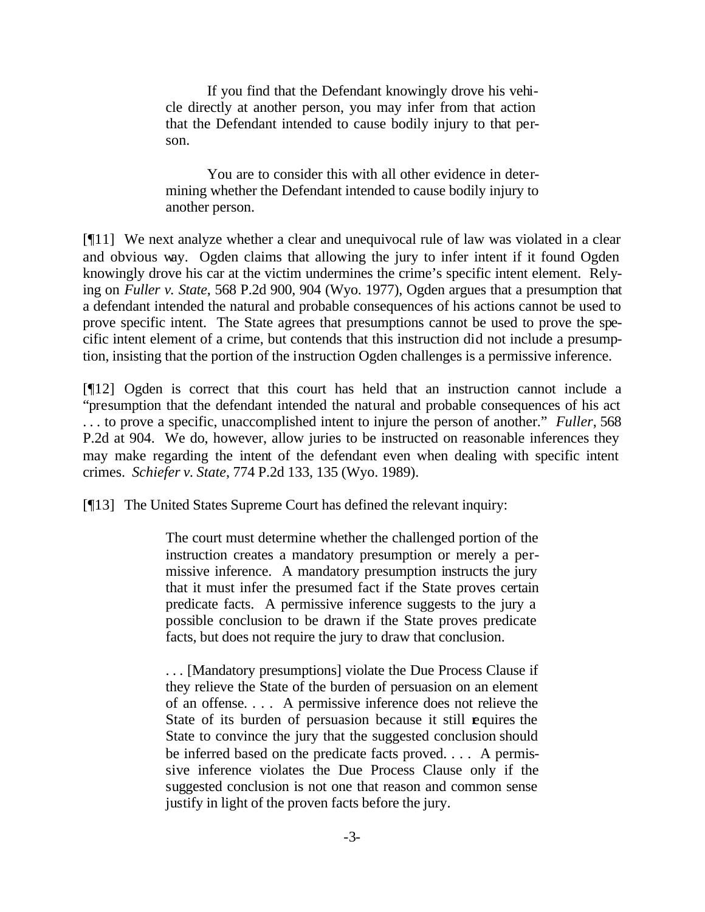> If you find that the Defendant knowingly drove his vehicle directly at another person, you may infer from that action that the Defendant intended to cause bodily injury to that person.
>
> You are to consider this with all other evidence in determining whether the Defendant intended to cause bodily injury to another person.

[¶11] We next analyze whether a clear and unequivocal rule of law was violated in a clear and obvious way. Ogden claims that allowing the jury to infer intent if it found Ogden knowingly drove his car at the victim undermines the crime's specific intent element. Relying on *Fuller v. State*, 568 P.2d 900, 904 (Wyo. 1977), Ogden argues that a presumption that a defendant intended the natural and probable consequences of his actions cannot be used to prove specific intent. The State agrees that presumptions cannot be used to prove the specific intent element of a crime, but contends that this instruction did not include a presumption, insisting that the portion of the instruction Ogden challenges is a permissive inference.

[¶12] Ogden is correct that this court has held that an instruction cannot include a "presumption that the defendant intended the natural and probable consequences of his act . . . to prove a specific, unaccomplished intent to injure the person of another." *Fuller*, 568 P.2d at 904. We do, however, allow juries to be instructed on reasonable inferences they may make regarding the intent of the defendant even when dealing with specific intent crimes. *Schiefer v. State*, 774 P.2d 133, 135 (Wyo. 1989).

[¶13] The United States Supreme Court has defined the relevant inquiry:

> The court must determine whether the challenged portion of the instruction creates a mandatory presumption or merely a permissive inference. A mandatory presumption instructs the jury that it must infer the presumed fact if the State proves certain predicate facts. A permissive inference suggests to the jury a possible conclusion to be drawn if the State proves predicate facts, but does not require the jury to draw that conclusion.
>
> . . . [Mandatory presumptions] violate the Due Process Clause if they relieve the State of the burden of persuasion on an element of an offense. . . . A permissive inference does not relieve the State of its burden of persuasion because it still requires the State to convince the jury that the suggested conclusion should be inferred based on the predicate facts proved. . . . A permissive inference violates the Due Process Clause only if the suggested conclusion is not one that reason and common sense justify in light of the proven facts before the jury.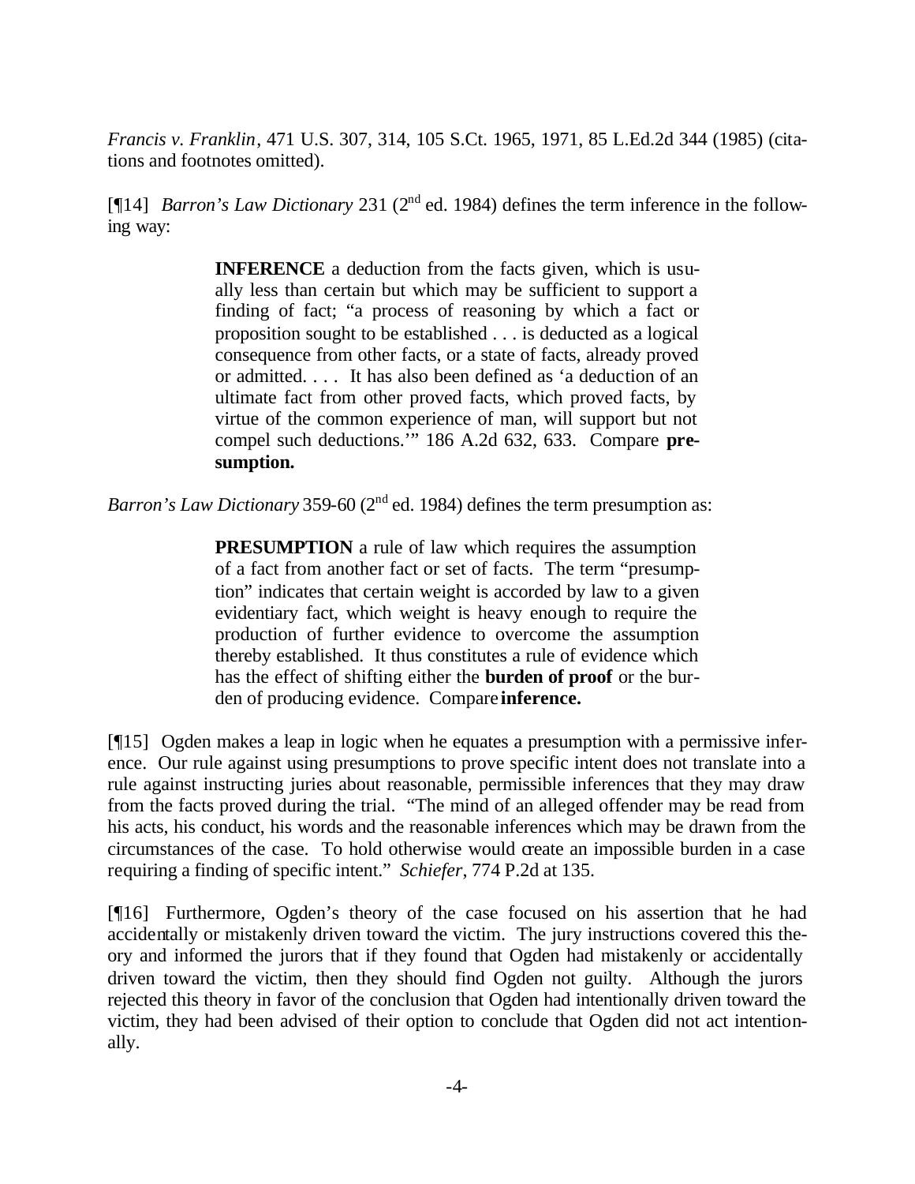*Francis v. Franklin*, 471 U.S. 307, 314, 105 S.Ct. 1965, 1971, 85 L.Ed.2d 344 (1985) (citations and footnotes omitted).

[¶14] *Barron's Law Dictionary* 231 (2nd ed. 1984) defines the term inference in the following way:

> **INFERENCE** a deduction from the facts given, which is usually less than certain but which may be sufficient to support a finding of fact; "a process of reasoning by which a fact or proposition sought to be established . . . is deducted as a logical consequence from other facts, or a state of facts, already proved or admitted. . . . It has also been defined as 'a deduction of an ultimate fact from other proved facts, which proved facts, by virtue of the common experience of man, will support but not compel such deductions.'" 186 A.2d 632, 633. Compare **presumption.**

*Barron's Law Dictionary* 359-60 (2nd ed. 1984) defines the term presumption as:

> **PRESUMPTION** a rule of law which requires the assumption of a fact from another fact or set of facts. The term "presumption" indicates that certain weight is accorded by law to a given evidentiary fact, which weight is heavy enough to require the production of further evidence to overcome the assumption thereby established. It thus constitutes a rule of evidence which has the effect of shifting either the **burden of proof** or the burden of producing evidence. Compare **inference.**

[¶15] Ogden makes a leap in logic when he equates a presumption with a permissive inference. Our rule against using presumptions to prove specific intent does not translate into a rule against instructing juries about reasonable, permissible inferences that they may draw from the facts proved during the trial. "The mind of an alleged offender may be read from his acts, his conduct, his words and the reasonable inferences which may be drawn from the circumstances of the case. To hold otherwise would create an impossible burden in a case requiring a finding of specific intent." *Schiefer*, 774 P.2d at 135.

[¶16] Furthermore, Ogden's theory of the case focused on his assertion that he had accidentally or mistakenly driven toward the victim. The jury instructions covered this theory and informed the jurors that if they found that Ogden had mistakenly or accidentally driven toward the victim, then they should find Ogden not guilty. Although the jurors rejected this theory in favor of the conclusion that Ogden had intentionally driven toward the victim, they had been advised of their option to conclude that Ogden did not act intentionally.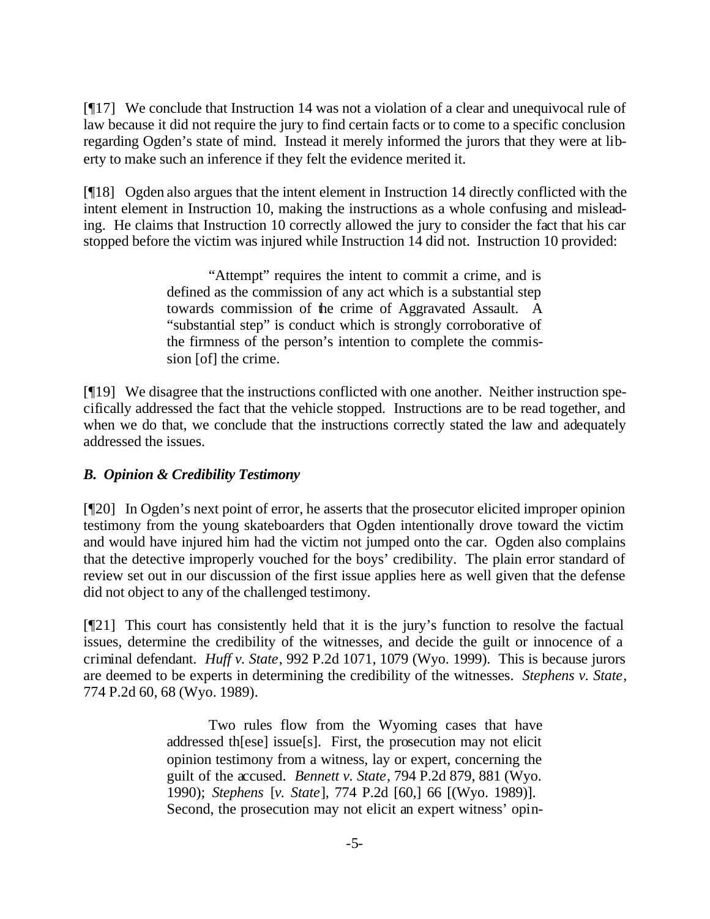[¶17] We conclude that Instruction 14 was not a violation of a clear and unequivocal rule of law because it did not require the jury to find certain facts or to come to a specific conclusion regarding Ogden's state of mind. Instead it merely informed the jurors that they were at liberty to make such an inference if they felt the evidence merited it.

[¶18] Ogden also argues that the intent element in Instruction 14 directly conflicted with the intent element in Instruction 10, making the instructions as a whole confusing and misleading. He claims that Instruction 10 correctly allowed the jury to consider the fact that his car stopped before the victim was injured while Instruction 14 did not. Instruction 10 provided:

> "Attempt" requires the intent to commit a crime, and is defined as the commission of any act which is a substantial step towards commission of the crime of Aggravated Assault. A "substantial step" is conduct which is strongly corroborative of the firmness of the person's intention to complete the commission [of] the crime.

[¶19] We disagree that the instructions conflicted with one another. Neither instruction specifically addressed the fact that the vehicle stopped. Instructions are to be read together, and when we do that, we conclude that the instructions correctly stated the law and adequately addressed the issues.

### *B. Opinion & Credibility Testimony*

[¶20] In Ogden's next point of error, he asserts that the prosecutor elicited improper opinion testimony from the young skateboarders that Ogden intentionally drove toward the victim and would have injured him had the victim not jumped onto the car. Ogden also complains that the detective improperly vouched for the boys' credibility. The plain error standard of review set out in our discussion of the first issue applies here as well given that the defense did not object to any of the challenged testimony.

[¶21] This court has consistently held that it is the jury's function to resolve the factual issues, determine the credibility of the witnesses, and decide the guilt or innocence of a criminal defendant. *Huff v. State*, 992 P.2d 1071, 1079 (Wyo. 1999). This is because jurors are deemed to be experts in determining the credibility of the witnesses. *Stephens v. State*, 774 P.2d 60, 68 (Wyo. 1989).

> Two rules flow from the Wyoming cases that have addressed th[ese] issue[s]. First, the prosecution may not elicit opinion testimony from a witness, lay or expert, concerning the guilt of the accused. *Bennett v. State*, 794 P.2d 879, 881 (Wyo. 1990); *Stephens* [*v. State*], 774 P.2d [60,] 66 [(Wyo. 1989)]. Second, the prosecution may not elicit an expert witness' opin-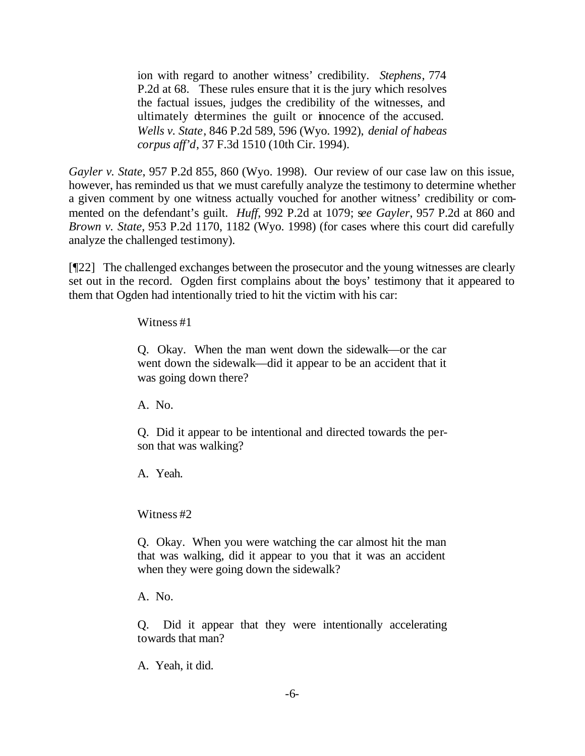> ion with regard to another witness' credibility. *Stephens*, 774 P.2d at 68. These rules ensure that it is the jury which resolves the factual issues, judges the credibility of the witnesses, and ultimately determines the guilt or innocence of the accused. *Wells v. State*, 846 P.2d 589, 596 (Wyo. 1992), *denial of habeas corpus aff'd*, 37 F.3d 1510 (10th Cir. 1994).

*Gayler v. State*, 957 P.2d 855, 860 (Wyo. 1998). Our review of our case law on this issue, however, has reminded us that we must carefully analyze the testimony to determine whether a given comment by one witness actually vouched for another witness' credibility or commented on the defendant's guilt. *Huff*, 992 P.2d at 1079; *see Gayler*, 957 P.2d at 860 and *Brown v. State*, 953 P.2d 1170, 1182 (Wyo. 1998) (for cases where this court did carefully analyze the challenged testimony).

[¶22] The challenged exchanges between the prosecutor and the young witnesses are clearly set out in the record. Ogden first complains about the boys' testimony that it appeared to them that Ogden had intentionally tried to hit the victim with his car:

> Witness #1
>
> Q. Okay. When the man went down the sidewalk—or the car went down the sidewalk—did it appear to be an accident that it was going down there?
>
> A. No.
>
> Q. Did it appear to be intentional and directed towards the person that was walking?
>
> A. Yeah.
>
> Witness #2
>
> Q. Okay. When you were watching the car almost hit the man that was walking, did it appear to you that it was an accident when they were going down the sidewalk?
>
> A. No.
>
> Q. Did it appear that they were intentionally accelerating towards that man?
>
> A. Yeah, it did.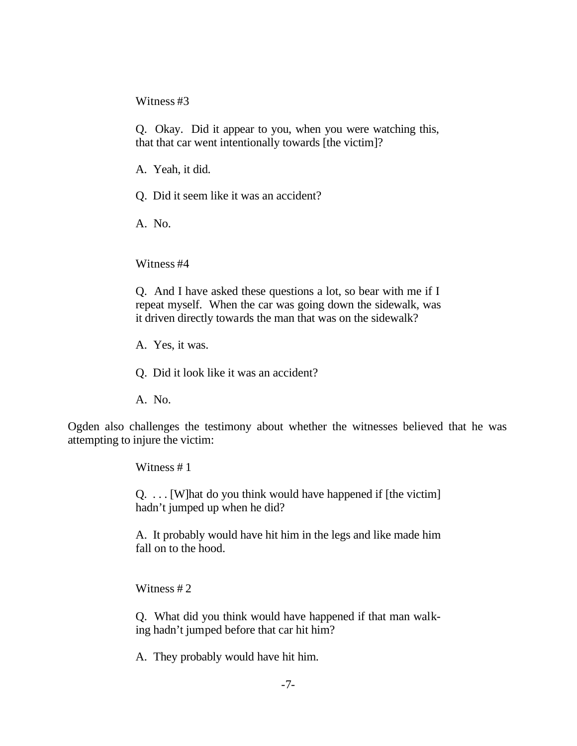Witness #3

Q. Okay. Did it appear to you, when you were watching this, that that car went intentionally towards [the victim]?

A. Yeah, it did.

Q. Did it seem like it was an accident?

A. No.

Witness #4

Q. And I have asked these questions a lot, so bear with me if I repeat myself. When the car was going down the sidewalk, was it driven directly towards the man that was on the sidewalk?

A. Yes, it was.

Q. Did it look like it was an accident?

A. No.

Ogden also challenges the testimony about whether the witnesses believed that he was attempting to injure the victim:

Witness # 1

Q. . . . [W]hat do you think would have happened if [the victim] hadn't jumped up when he did?

A. It probably would have hit him in the legs and like made him fall on to the hood.

Witness # 2

Q. What did you think would have happened if that man walking hadn't jumped before that car hit him?

A. They probably would have hit him.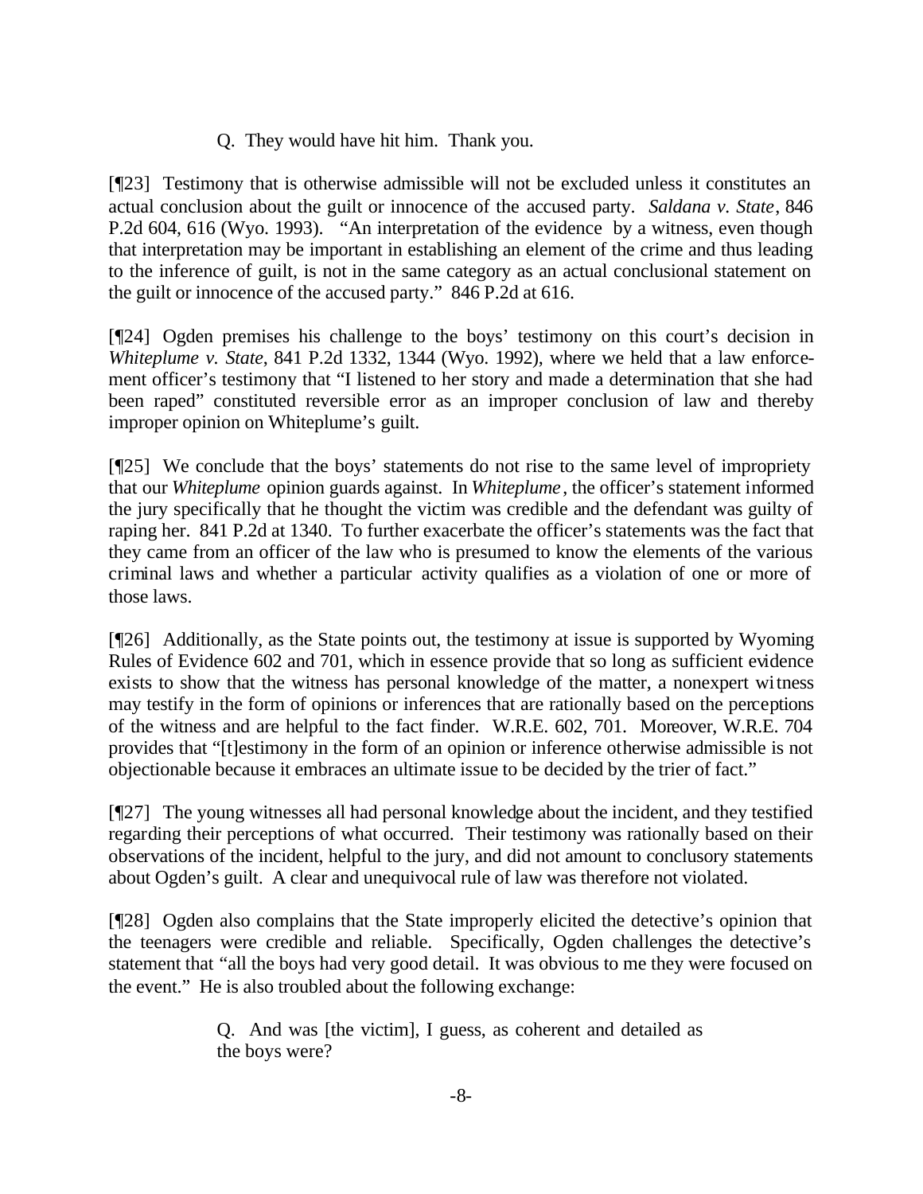> Q. They would have hit him. Thank you.

[¶23] Testimony that is otherwise admissible will not be excluded unless it constitutes an actual conclusion about the guilt or innocence of the accused party. *Saldana v. State*, 846 P.2d 604, 616 (Wyo. 1993). "An interpretation of the evidence by a witness, even though that interpretation may be important in establishing an element of the crime and thus leading to the inference of guilt, is not in the same category as an actual conclusional statement on the guilt or innocence of the accused party." 846 P.2d at 616.

[¶24] Ogden premises his challenge to the boys' testimony on this court's decision in *Whiteplume v. State*, 841 P.2d 1332, 1344 (Wyo. 1992), where we held that a law enforcement officer's testimony that "I listened to her story and made a determination that she had been raped" constituted reversible error as an improper conclusion of law and thereby improper opinion on Whiteplume's guilt.

[¶25] We conclude that the boys' statements do not rise to the same level of impropriety that our *Whiteplume* opinion guards against. In *Whiteplume*, the officer's statement informed the jury specifically that he thought the victim was credible and the defendant was guilty of raping her. 841 P.2d at 1340. To further exacerbate the officer's statements was the fact that they came from an officer of the law who is presumed to know the elements of the various criminal laws and whether a particular activity qualifies as a violation of one or more of those laws.

[¶26] Additionally, as the State points out, the testimony at issue is supported by Wyoming Rules of Evidence 602 and 701, which in essence provide that so long as sufficient evidence exists to show that the witness has personal knowledge of the matter, a nonexpert witness may testify in the form of opinions or inferences that are rationally based on the perceptions of the witness and are helpful to the fact finder. W.R.E. 602, 701. Moreover, W.R.E. 704 provides that "[t]estimony in the form of an opinion or inference otherwise admissible is not objectionable because it embraces an ultimate issue to be decided by the trier of fact."

[¶27] The young witnesses all had personal knowledge about the incident, and they testified regarding their perceptions of what occurred. Their testimony was rationally based on their observations of the incident, helpful to the jury, and did not amount to conclusory statements about Ogden's guilt. A clear and unequivocal rule of law was therefore not violated.

[¶28] Ogden also complains that the State improperly elicited the detective's opinion that the teenagers were credible and reliable. Specifically, Ogden challenges the detective's statement that "all the boys had very good detail. It was obvious to me they were focused on the event." He is also troubled about the following exchange:

> Q. And was [the victim], I guess, as coherent and detailed as the boys were?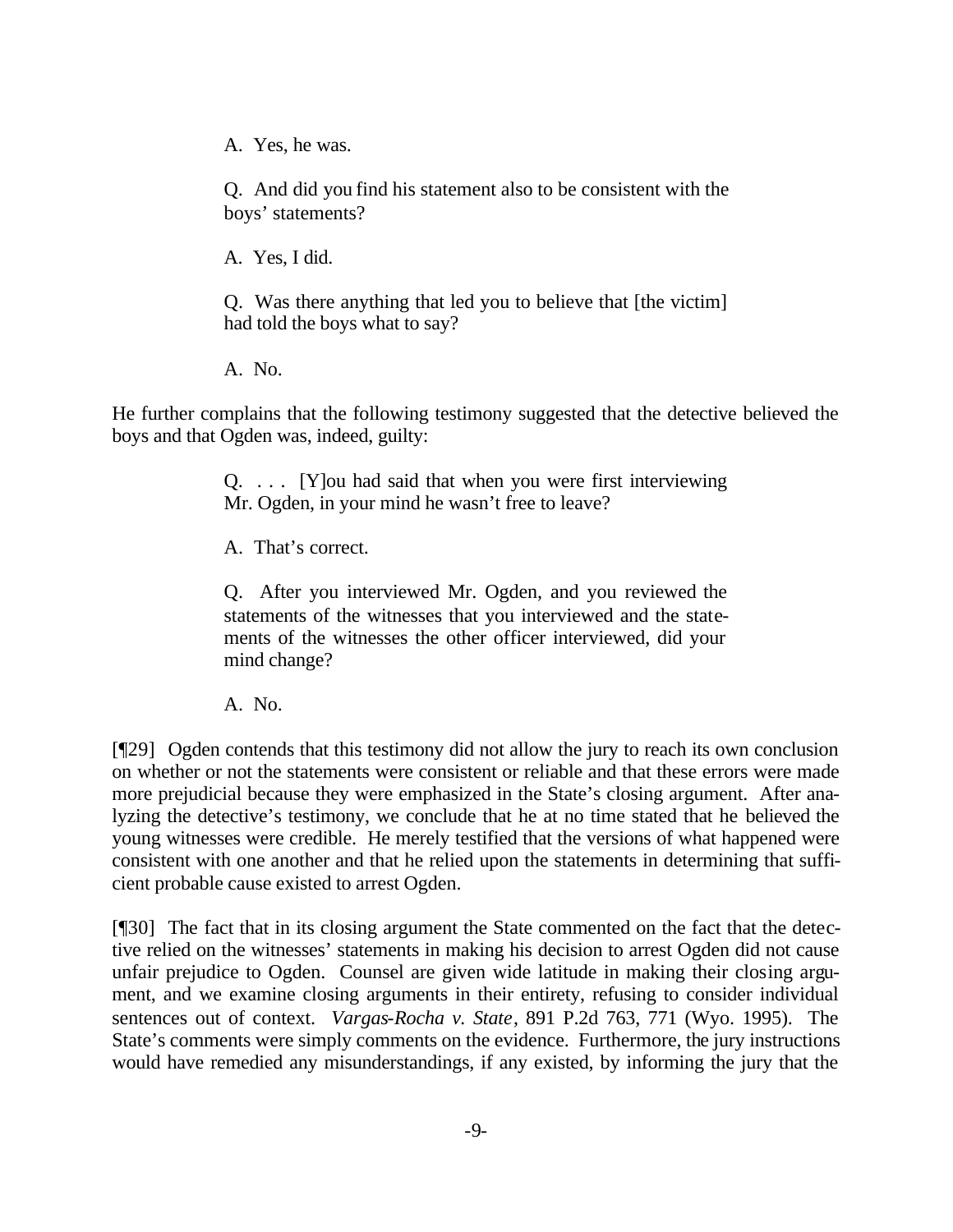> A. Yes, he was.
>
> Q. And did you find his statement also to be consistent with the boys' statements?
>
> A. Yes, I did.
>
> Q. Was there anything that led you to believe that [the victim] had told the boys what to say?
>
> A. No.

He further complains that the following testimony suggested that the detective believed the boys and that Ogden was, indeed, guilty:

> Q. . . . [Y]ou had said that when you were first interviewing Mr. Ogden, in your mind he wasn't free to leave?
>
> A. That's correct.
>
> Q. After you interviewed Mr. Ogden, and you reviewed the statements of the witnesses that you interviewed and the statements of the witnesses the other officer interviewed, did your mind change?
>
> A. No.

[¶29] Ogden contends that this testimony did not allow the jury to reach its own conclusion on whether or not the statements were consistent or reliable and that these errors were made more prejudicial because they were emphasized in the State's closing argument. After analyzing the detective's testimony, we conclude that he at no time stated that he believed the young witnesses were credible. He merely testified that the versions of what happened were consistent with one another and that he relied upon the statements in determining that sufficient probable cause existed to arrest Ogden.

[¶30] The fact that in its closing argument the State commented on the fact that the detective relied on the witnesses' statements in making his decision to arrest Ogden did not cause unfair prejudice to Ogden. Counsel are given wide latitude in making their closing argument, and we examine closing arguments in their entirety, refusing to consider individual sentences out of context. *Vargas-Rocha v. State*, 891 P.2d 763, 771 (Wyo. 1995). The State's comments were simply comments on the evidence. Furthermore, the jury instructions would have remedied any misunderstandings, if any existed, by informing the jury that the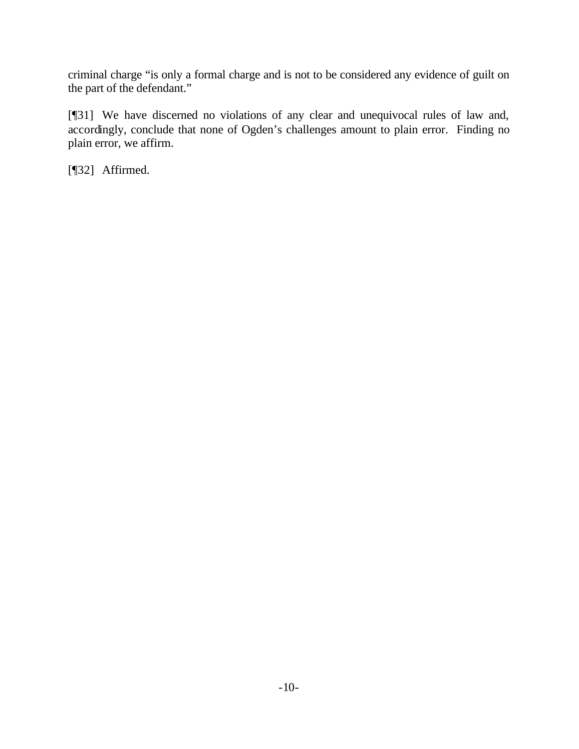criminal charge "is only a formal charge and is not to be considered any evidence of guilt on the part of the defendant."

[¶31] We have discerned no violations of any clear and unequivocal rules of law and, accordingly, conclude that none of Ogden's challenges amount to plain error. Finding no plain error, we affirm.

[¶32] Affirmed.